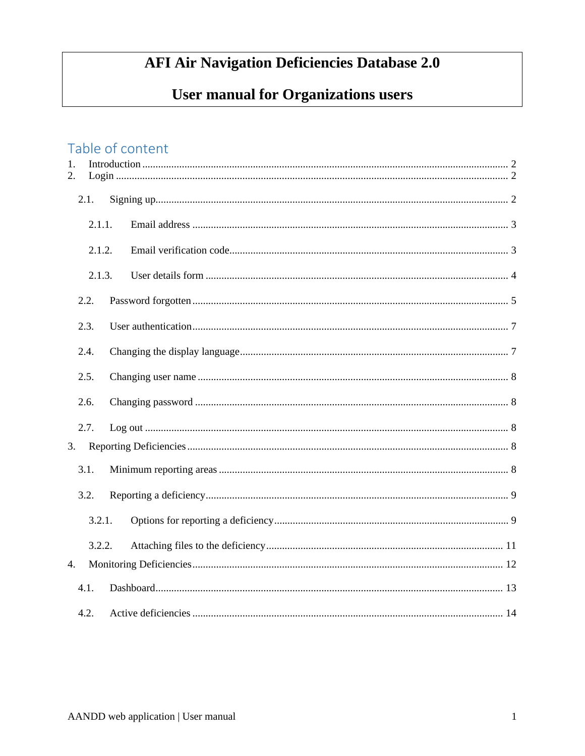# AFI Air Navigation Deficiencies Database 2.0

# User manual for Organizations users

## Table of content

1. Introduction ........ 2
2. Login ........ 2
   - 2.1. Signing up ........ 2
     - 2.1.1. Email address ........ 3
     - 2.1.2. Email verification code ........ 3
     - 2.1.3. User details form ........ 4
   - 2.2. Password forgotten ........ 5
   - 2.3. User authentication ........ 7
   - 2.4. Changing the display language ........ 7
   - 2.5. Changing user name ........ 8
   - 2.6. Changing password ........ 8
   - 2.7. Log out ........ 8
3. Reporting Deficiencies ........ 8
   - 3.1. Minimum reporting areas ........ 8
   - 3.2. Reporting a deficiency ........ 9
     - 3.2.1. Options for reporting a deficiency ........ 9
     - 3.2.2. Attaching files to the deficiency ........ 11
4. Monitoring Deficiencies ........ 12
   - 4.1. Dashboard ........ 13
   - 4.2. Active deficiencies ........ 14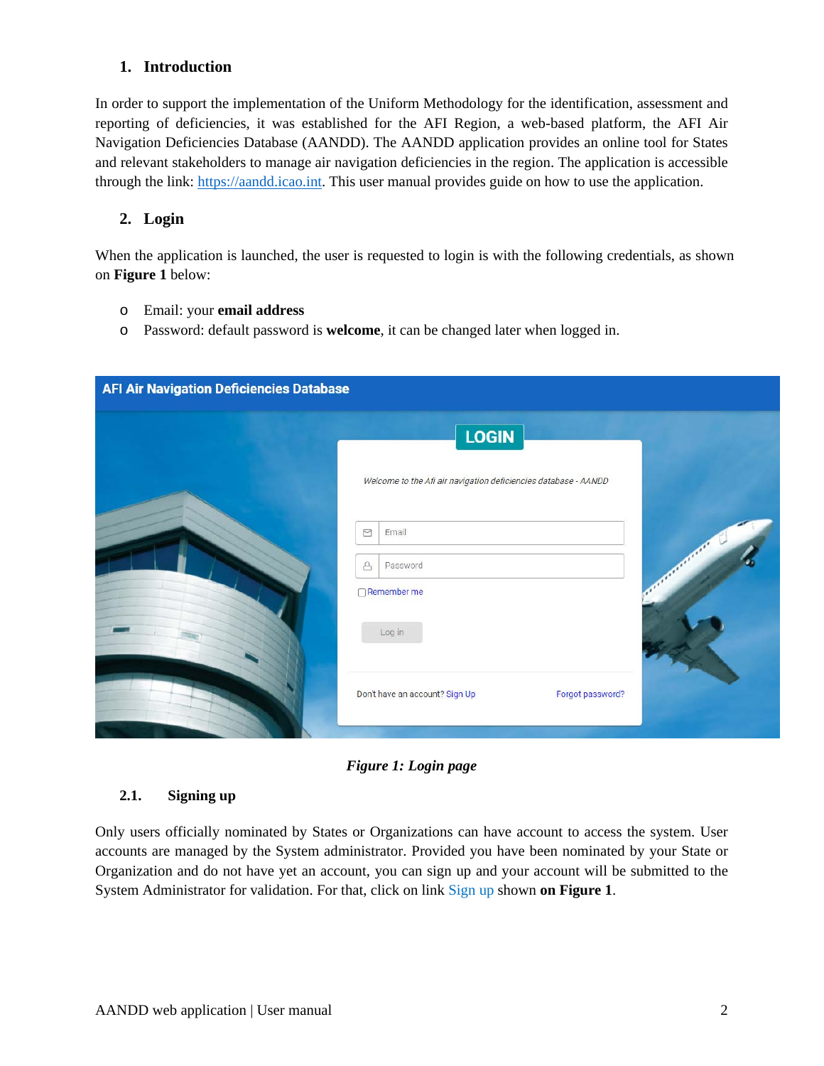## 1. Introduction

In order to support the implementation of the Uniform Methodology for the identification, assessment and reporting of deficiencies, it was established for the AFI Region, a web-based platform, the AFI Air Navigation Deficiencies Database (AANDD). The AANDD application provides an online tool for States and relevant stakeholders to manage air navigation deficiencies in the region. The application is accessible through the link: [https://aandd.icao.int](https://aandd.icao.int). This user manual provides guide on how to use the application.

## 2. Login

When the application is launched, the user is requested to login is with the following credentials, as shown on **Figure 1** below:

- Email: your **email address**
- Password: default password is **welcome**, it can be changed later when logged in.

*Figure 1: Login page*

### 2.1. Signing up

Only users officially nominated by States or Organizations can have account to access the system. User accounts are managed by the System administrator. Provided you have been nominated by your State or Organization and do not have yet an account, you can sign up and your account will be submitted to the System Administrator for validation. For that, click on link Sign up shown **on Figure 1**.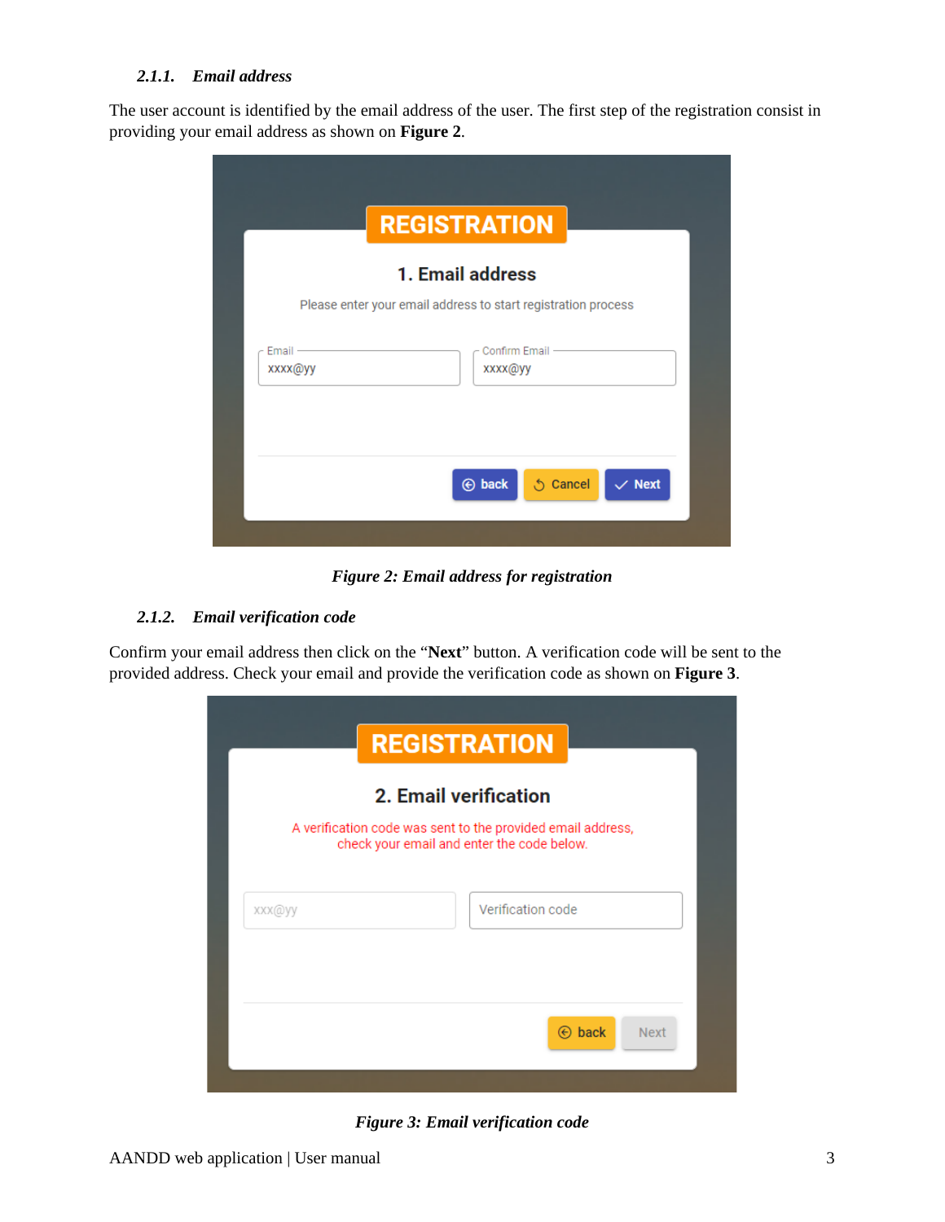#### 2.1.1. *Email address*

The user account is identified by the email address of the user. The first step of the registration consist in providing your email address as shown on **Figure 2**.

*Figure 2: Email address for registration*

#### 2.1.2. *Email verification code*

Confirm your email address then click on the "**Next**" button. A verification code will be sent to the provided address. Check your email and provide the verification code as shown on **Figure 3**.

*Figure 3: Email verification code*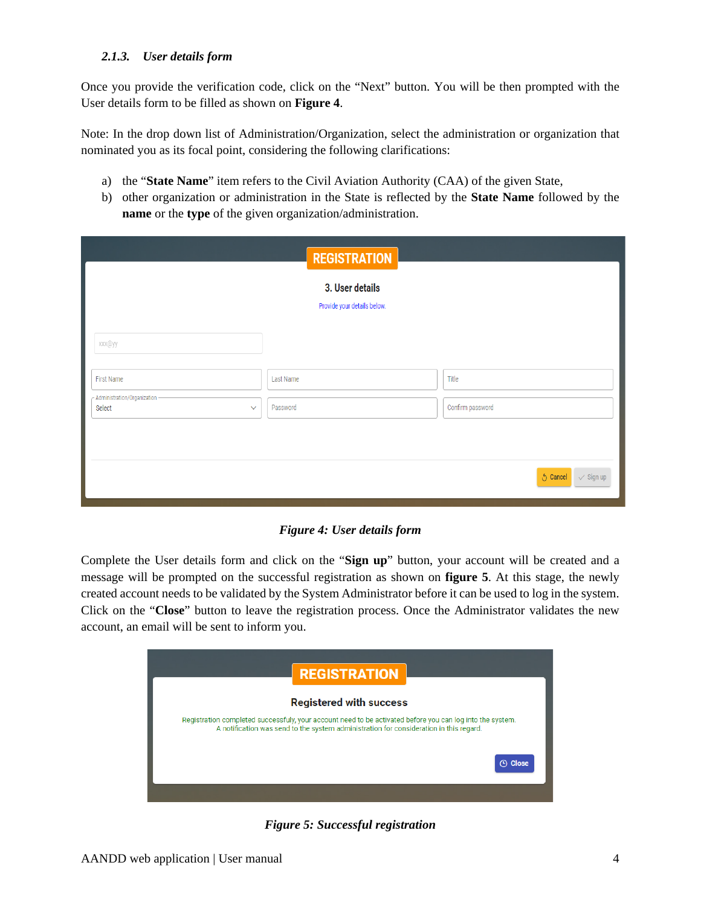### 2.1.3. *User details form*

Once you provide the verification code, click on the “Next” button. You will be then prompted with the User details form to be filled as shown on **Figure 4**.

Note: In the drop down list of Administration/Organization, select the administration or organization that nominated you as its focal point, considering the following clarifications:

a) the “**State Name**” item refers to the Civil Aviation Authority (CAA) of the given State,
b) other organization or administration in the State is reflected by the **State Name** followed by the **name** or the **type** of the given organization/administration.

*Figure 4: User details form*

Complete the User details form and click on the “**Sign up**” button, your account will be created and a message will be prompted on the successful registration as shown on **figure 5**. At this stage, the newly created account needs to be validated by the System Administrator before it can be used to log in the system. Click on the “**Close**” button to leave the registration process. Once the Administrator validates the new account, an email will be sent to inform you.

*Figure 5: Successful registration*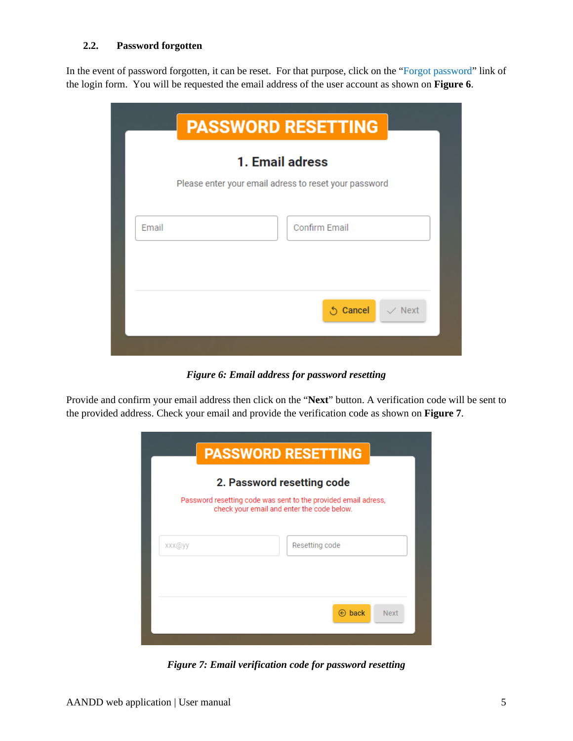### 2.2. Password forgotten

In the event of password forgotten, it can be reset. For that purpose, click on the "Forgot password" link of the login form. You will be requested the email address of the user account as shown on **Figure 6**.

*Figure 6: Email address for password resetting*

Provide and confirm your email address then click on the "**Next**" button. A verification code will be sent to the provided address. Check your email and provide the verification code as shown on **Figure 7**.

*Figure 7: Email verification code for password resetting*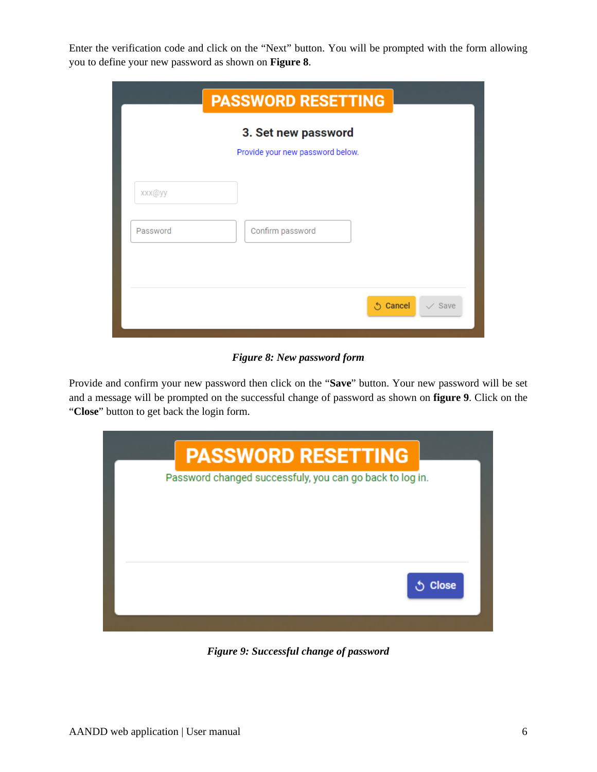Enter the verification code and click on the "Next" button. You will be prompted with the form allowing you to define your new password as shown on **Figure 8**.

*Figure 8: New password form*

Provide and confirm your new password then click on the "**Save**" button. Your new password will be set and a message will be prompted on the successful change of password as shown on **figure 9**. Click on the "**Close**" button to get back the login form.

*Figure 9: Successful change of password*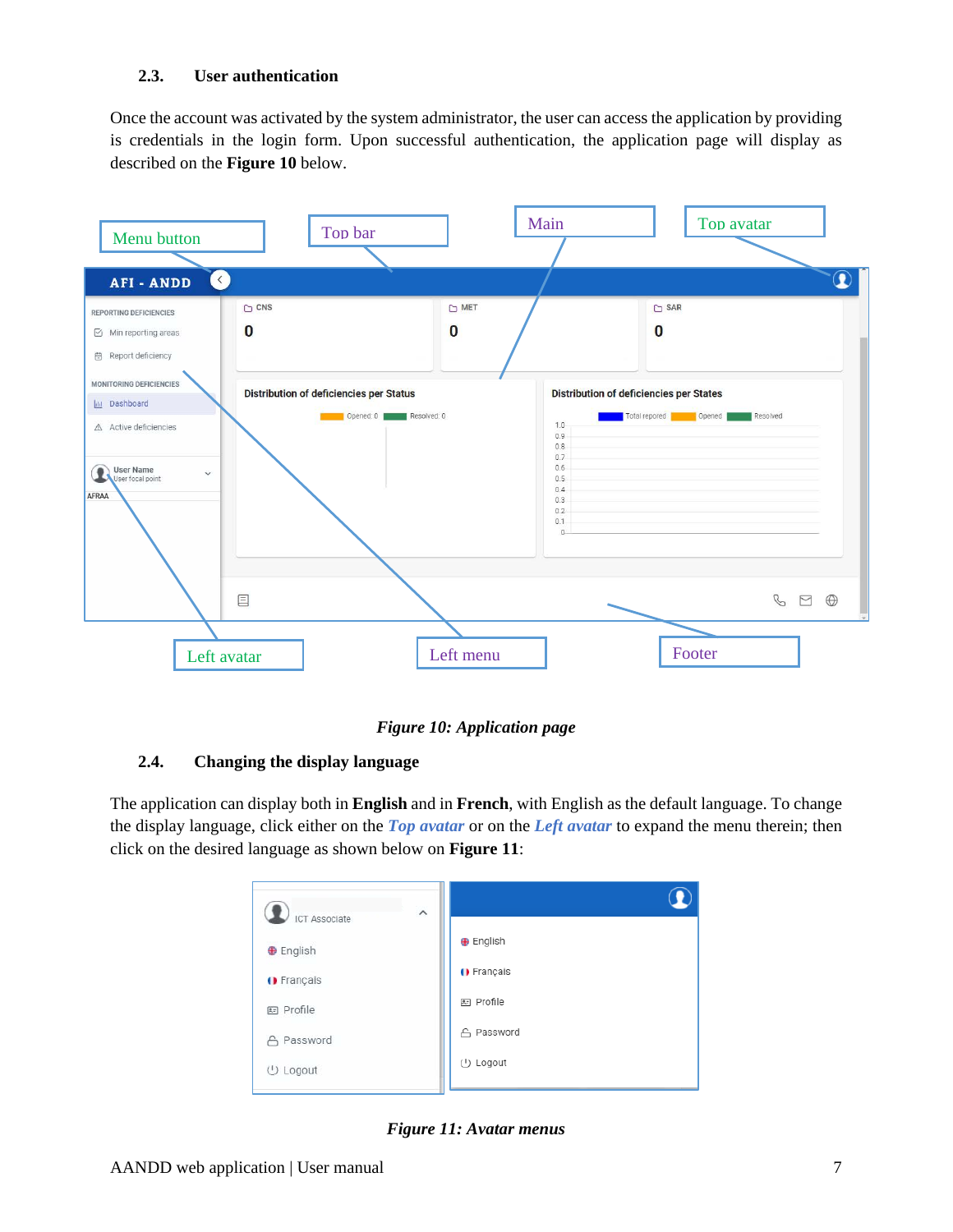### 2.3. User authentication

Once the account was activated by the system administrator, the user can access the application by providing is credentials in the login form. Upon successful authentication, the application page will display as described on the **Figure 10** below.

*Figure 10: Application page*

### 2.4. Changing the display language

The application can display both in **English** and in **French**, with English as the default language. To change the display language, click either on the ***Top avatar*** or on the ***Left avatar*** to expand the menu therein; then click on the desired language as shown below on **Figure 11**:

*Figure 11: Avatar menus*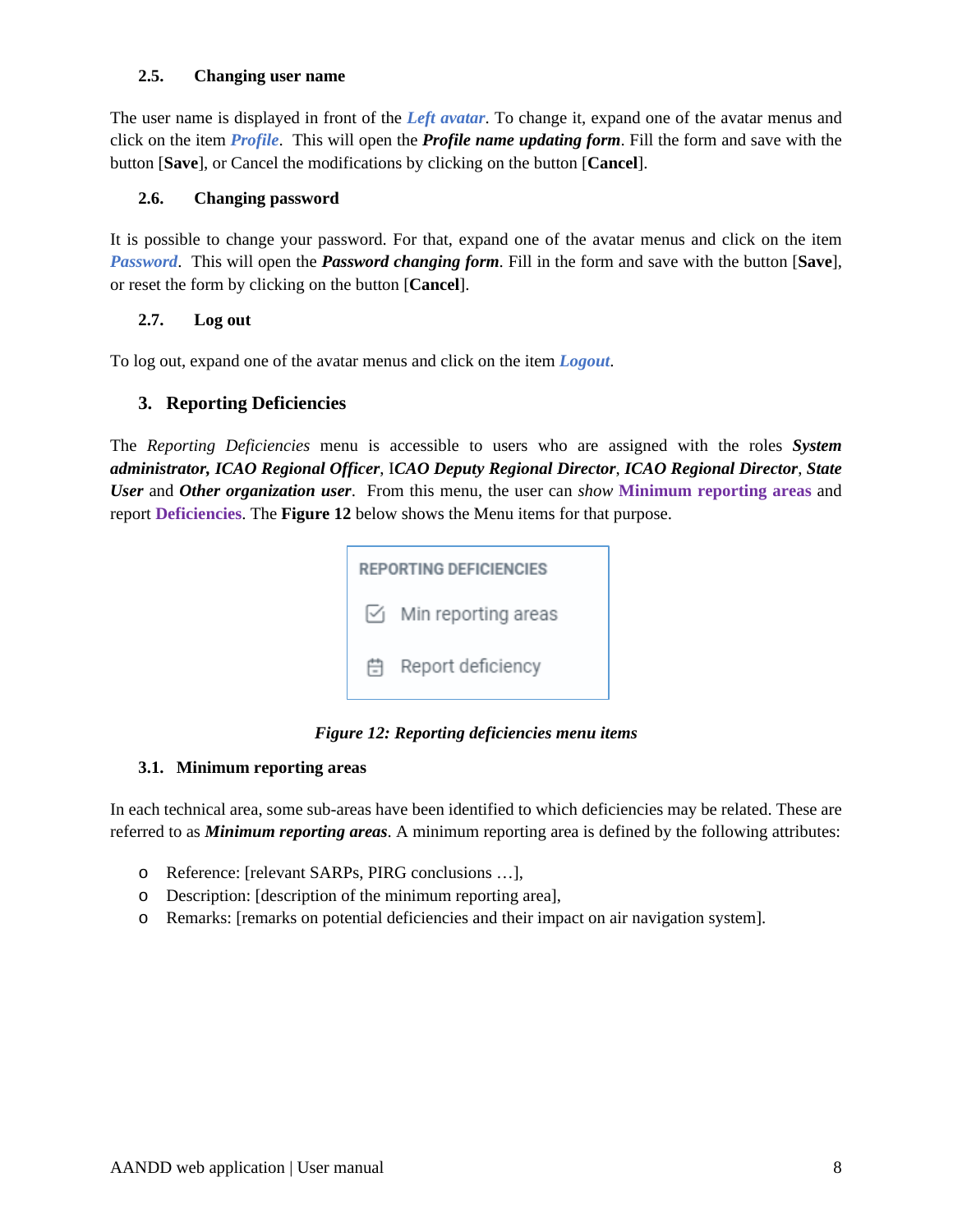### 2.5. Changing user name

The user name is displayed in front of the ***Left avatar***. To change it, expand one of the avatar menus and click on the item ***Profile***. This will open the ***Profile name updating form***. Fill the form and save with the button [**Save**], or Cancel the modifications by clicking on the button [**Cancel**].

### 2.6. Changing password

It is possible to change your password. For that, expand one of the avatar menus and click on the item ***Password***. This will open the ***Password changing form***. Fill in the form and save with the button [**Save**], or reset the form by clicking on the button [**Cancel**].

### 2.7. Log out

To log out, expand one of the avatar menus and click on the item ***Logout***.

## 3. Reporting Deficiencies

The *Reporting Deficiencies* menu is accessible to users who are assigned with the roles ***System administrator, ICAO Regional Officer***, I***CAO Deputy Regional Director***, ***ICAO Regional Director***, ***State User*** and ***Other organization user***. From this menu, the user can *show* **Minimum reporting areas** and report **Deficiencies**. The **Figure 12** below shows the Menu items for that purpose.

REPORTING DEFICIENCIES

Min reporting areas

Report deficiency

***Figure 12: Reporting deficiencies menu items***

### 3.1. Minimum reporting areas

In each technical area, some sub-areas have been identified to which deficiencies may be related. These are referred to as ***Minimum reporting areas***. A minimum reporting area is defined by the following attributes:

- Reference: [relevant SARPs, PIRG conclusions …],
- Description: [description of the minimum reporting area],
- Remarks: [remarks on potential deficiencies and their impact on air navigation system].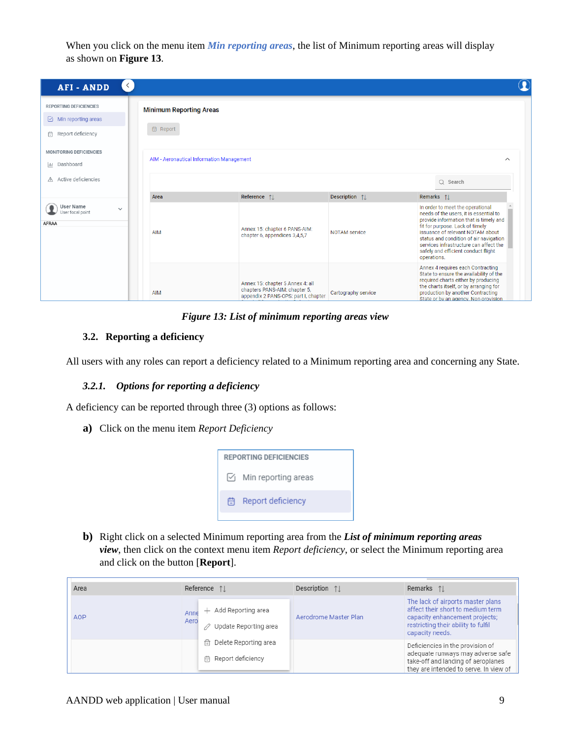When you click on the menu item ***Min reporting areas***, the list of Minimum reporting areas will display as shown on **Figure 13**.

***Figure 13: List of minimum reporting areas view***

### 3.2. Reporting a deficiency

All users with any roles can report a deficiency related to a Minimum reporting area and concerning any State.

#### *3.2.1. Options for reporting a deficiency*

A deficiency can be reported through three (3) options as follows:

**a)** Click on the menu item *Report Deficiency*

**b)** Right click on a selected Minimum reporting area from the ***List of minimum reporting areas view***, then click on the context menu item *Report deficiency*, or select the Minimum reporting area and click on the button [**Report**].

AANDD web application | User manual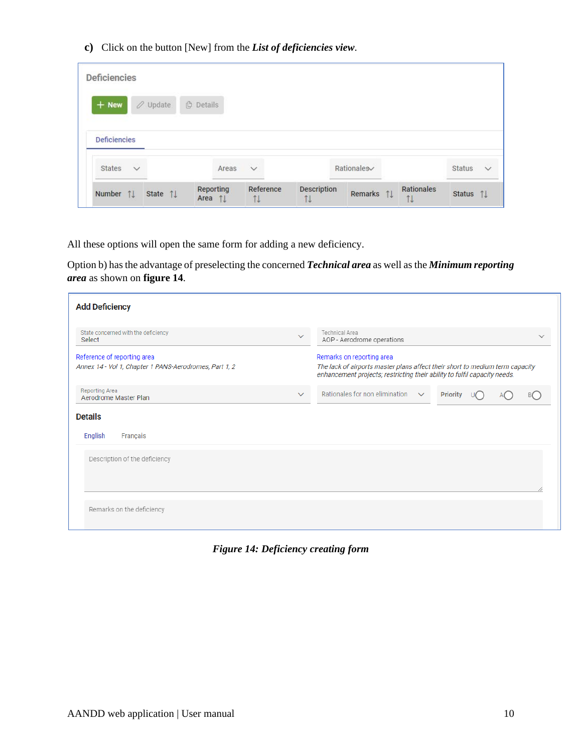**c)** Click on the button [New] from the ***List of deficiencies view***.

All these options will open the same form for adding a new deficiency.

Option b) has the advantage of preselecting the concerned ***Technical area*** as well as the ***Minimum reporting area*** as shown on **figure 14**.

***Figure 14: Deficiency creating form***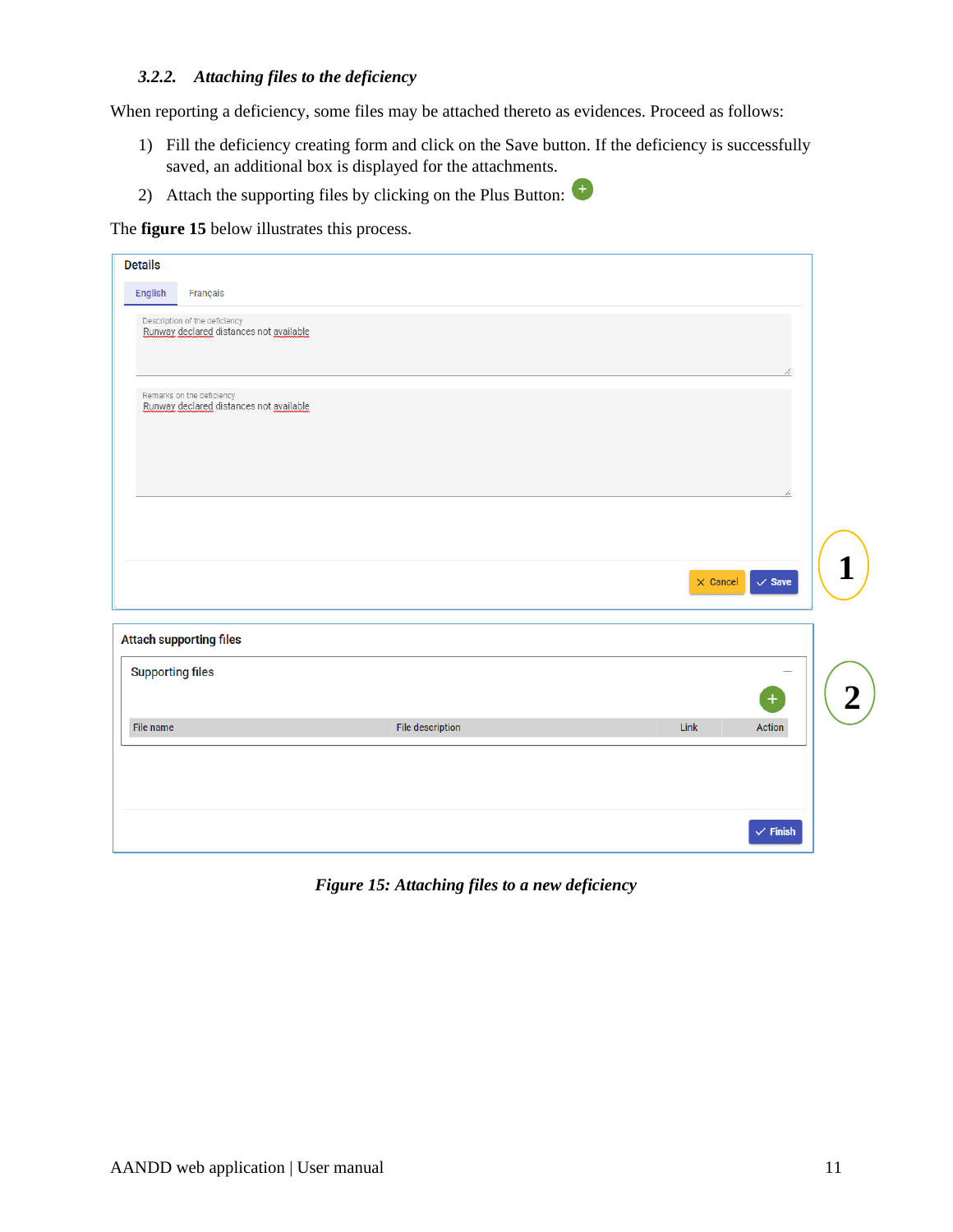### 3.2.2. *Attaching files to the deficiency*

When reporting a deficiency, some files may be attached thereto as evidences. Proceed as follows:

1) Fill the deficiency creating form and click on the Save button. If the deficiency is successfully saved, an additional box is displayed for the attachments.
2) Attach the supporting files by clicking on the Plus Button:

The **figure 15** below illustrates this process.

Details

English Français

Description of the deficiency
Runway declared distances not available

Remarks on the deficiency
Runway declared distances not available

Cancel Save

1

Attach supporting files

Supporting files

File name | File description | Link | Action

Finish

2

*Figure 15: Attaching files to a new deficiency*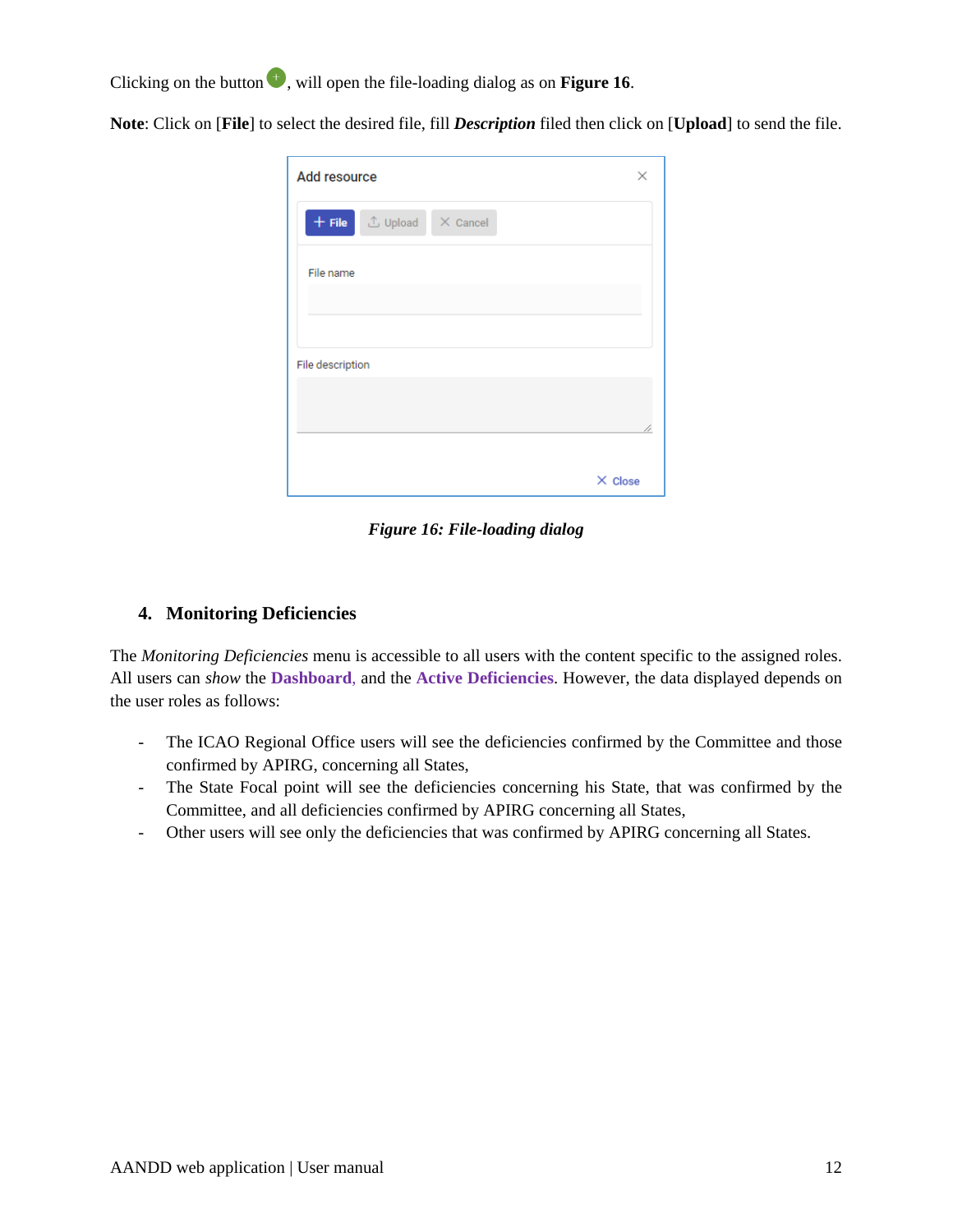Clicking on the button , will open the file-loading dialog as on **Figure 16**.

**Note**: Click on [**File**] to select the desired file, fill ***Description*** filed then click on [**Upload**] to send the file.

***Figure 16: File-loading dialog***

## 4. Monitoring Deficiencies

The *Monitoring Deficiencies* menu is accessible to all users with the content specific to the assigned roles. All users can *show* the **Dashboard**, and the **Active Deficiencies**. However, the data displayed depends on the user roles as follows:

- The ICAO Regional Office users will see the deficiencies confirmed by the Committee and those confirmed by APIRG, concerning all States,
- The State Focal point will see the deficiencies concerning his State, that was confirmed by the Committee, and all deficiencies confirmed by APIRG concerning all States,
- Other users will see only the deficiencies that was confirmed by APIRG concerning all States.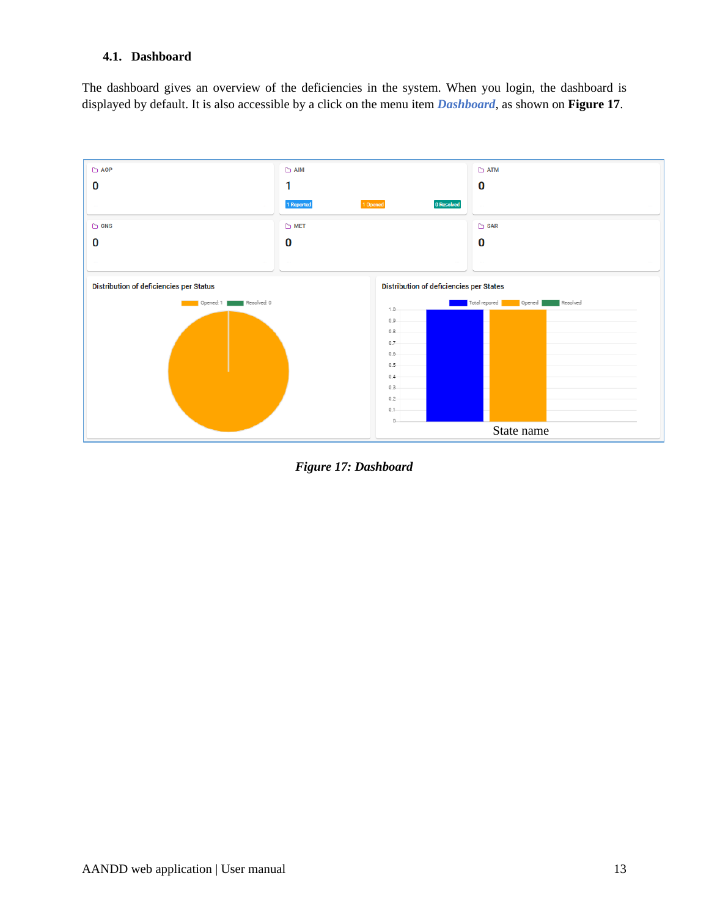### 4.1. Dashboard

The dashboard gives an overview of the deficiencies in the system. When you login, the dashboard is displayed by default. It is also accessible by a click on the menu item ***Dashboard***, as shown on **Figure 17**.

***Figure 17: Dashboard***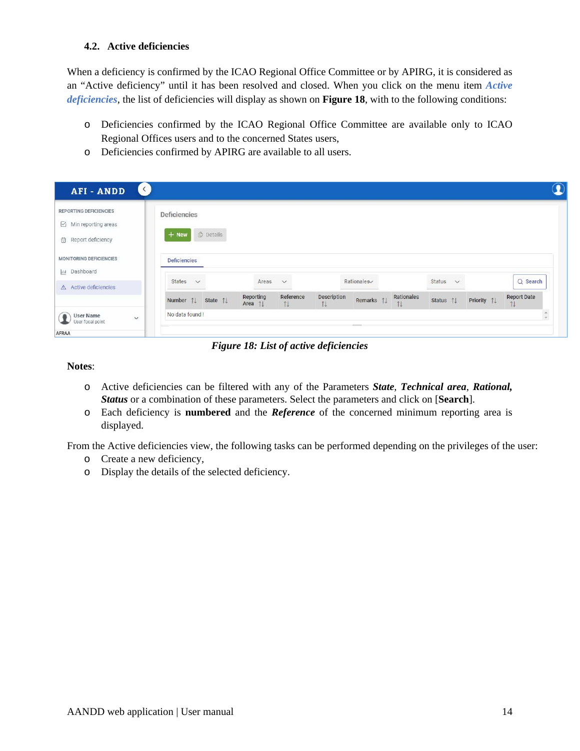### 4.2. Active deficiencies

When a deficiency is confirmed by the ICAO Regional Office Committee or by APIRG, it is considered as an "Active deficiency" until it has been resolved and closed. When you click on the menu item ***Active deficiencies***, the list of deficiencies will display as shown on **Figure 18**, with to the following conditions:

- Deficiencies confirmed by the ICAO Regional Office Committee are available only to ICAO Regional Offices users and to the concerned States users,
- Deficiencies confirmed by APIRG are available to all users.

*Figure 18: List of active deficiencies*

**Notes**:

- Active deficiencies can be filtered with any of the Parameters ***State***, ***Technical area***, ***Rational, Status*** or a combination of these parameters. Select the parameters and click on [**Search**].
- Each deficiency is **numbered** and the ***Reference*** of the concerned minimum reporting area is displayed.

From the Active deficiencies view, the following tasks can be performed depending on the privileges of the user:

- Create a new deficiency,
- Display the details of the selected deficiency.